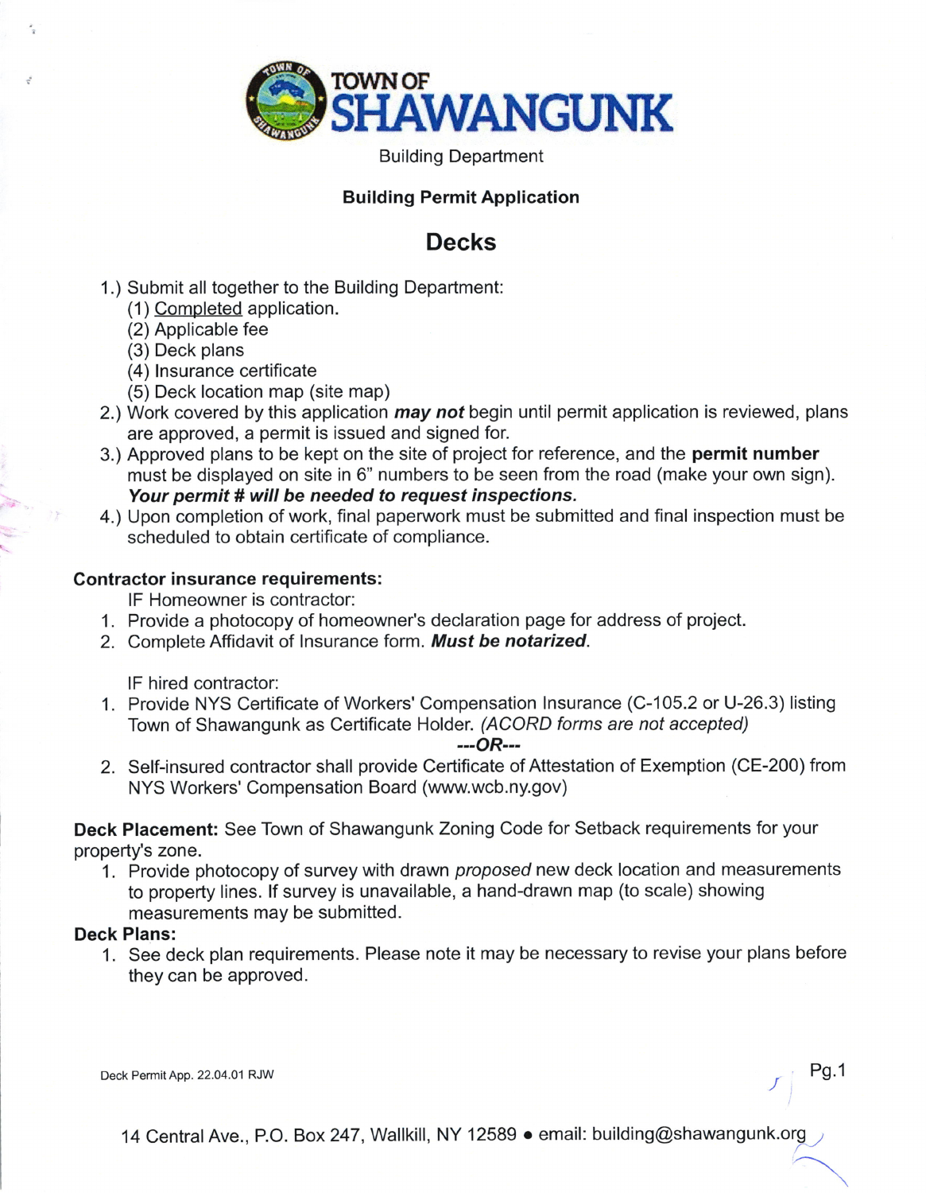# TOWN OF SHAWANGUNK

Building Department

**Building Permit Application**

## Decks

1.) Submit all together to the Building Department:
   (1) Completed application.
   (2) Applicable fee
   (3) Deck plans
   (4) Insurance certificate
   (5) Deck location map (site map)

2.) Work covered by this application ***may not*** begin until permit application is reviewed, plans are approved, a permit is issued and signed for.

3.) Approved plans to be kept on the site of project for reference, and the **permit number** must be displayed on site in 6" numbers to be seen from the road (make your own sign). ***Your permit # will be needed to request inspections.***

4.) Upon completion of work, final paperwork must be submitted and final inspection must be scheduled to obtain certificate of compliance.

**Contractor insurance requirements:**

IF Homeowner is contractor:

1. Provide a photocopy of homeowner's declaration page for address of project.
2. Complete Affidavit of Insurance form. ***Must be notarized***.

IF hired contractor:

1. Provide NYS Certificate of Workers' Compensation Insurance (C-105.2 or U-26.3) listing Town of Shawangunk as Certificate Holder. *(ACORD forms are not accepted)*

***---OR---***

2. Self-insured contractor shall provide Certificate of Attestation of Exemption (CE-200) from NYS Workers' Compensation Board (www.wcb.ny.gov)

**Deck Placement:** See Town of Shawangunk Zoning Code for Setback requirements for your property's zone.

1. Provide photocopy of survey with drawn *proposed* new deck location and measurements to property lines. If survey is unavailable, a hand-drawn map (to scale) showing measurements may be submitted.

**Deck Plans:**

1. See deck plan requirements. Please note it may be necessary to revise your plans before they can be approved.

Deck Permit App. 22.04.01 RJW

14 Central Ave., P.O. Box 247, Wallkill, NY 12589 • email: building@shawangunk.org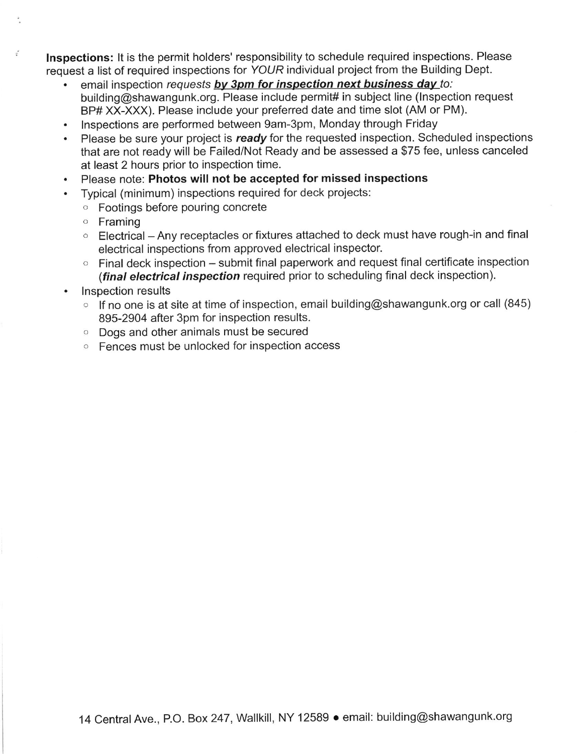**Inspections:** It is the permit holders' responsibility to schedule required inspections. Please request a list of required inspections for *YOUR* individual project from the Building Dept.

- email inspection *requests* ***by 3pm for inspection next business day*** *to:* building@shawangunk.org. Please include permit# in subject line (Inspection request BP# XX-XXX). Please include your preferred date and time slot (AM or PM).
- Inspections are performed between 9am-3pm, Monday through Friday
- Please be sure your project is ***ready*** for the requested inspection. Scheduled inspections that are not ready will be Failed/Not Ready and be assessed a $75 fee, unless canceled at least 2 hours prior to inspection time.
- Please note: **Photos will not be accepted for missed inspections**
- Typical (minimum) inspections required for deck projects:
  - Footings before pouring concrete
  - Framing
  - Electrical – Any receptacles or fixtures attached to deck must have rough-in and final electrical inspections from approved electrical inspector.
  - Final deck inspection – submit final paperwork and request final certificate inspection (***final electrical inspection*** required prior to scheduling final deck inspection).
- Inspection results
  - If no one is at site at time of inspection, email building@shawangunk.org or call (845) 895-2904 after 3pm for inspection results.
  - Dogs and other animals must be secured
  - Fences must be unlocked for inspection access

14 Central Ave., P.O. Box 247, Wallkill, NY 12589 • email: building@shawangunk.org